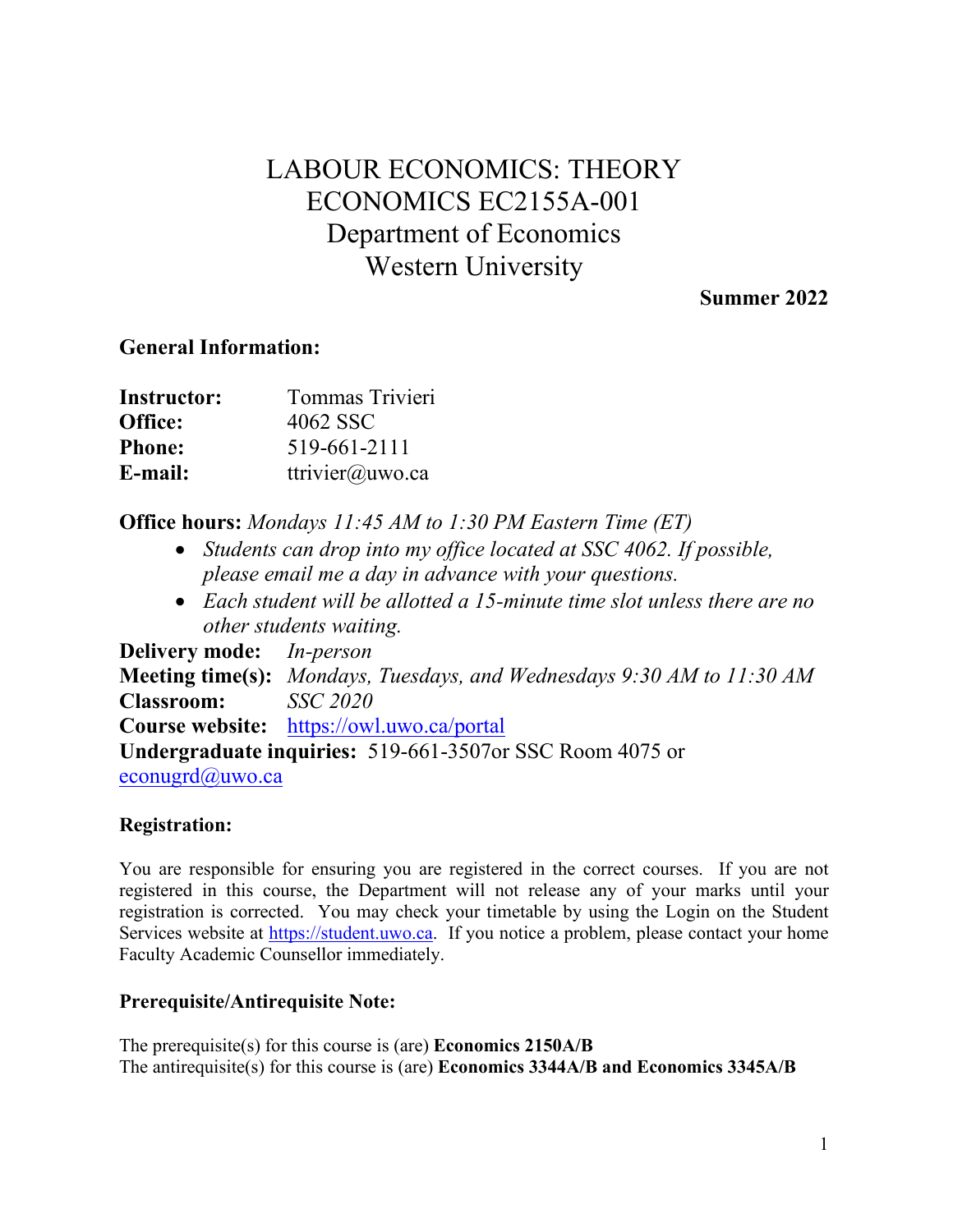# LABOUR ECONOMICS: THEORY
# ECONOMICS EC2155A-001
# Department of Economics
# Western University

**Summer 2022**

## General Information:

**Instructor:** Tommas Trivieri
**Office:** 4062 SSC
**Phone:** 519-661-2111
**E-mail:** ttrivier@uwo.ca

**Office hours:** *Mondays 11:45 AM to 1:30 PM Eastern Time (ET)*

- *Students can drop into my office located at SSC 4062. If possible, please email me a day in advance with your questions.*
- *Each student will be allotted a 15-minute time slot unless there are no other students waiting.*

**Delivery mode:** *In-person*
**Meeting time(s):** *Mondays, Tuesdays, and Wednesdays 9:30 AM to 11:30 AM*
**Classroom:** *SSC 2020*
**Course website:** https://owl.uwo.ca/portal
**Undergraduate inquiries:** 519-661-3507or SSC Room 4075 or econugrd@uwo.ca

## Registration:

You are responsible for ensuring you are registered in the correct courses. If you are not registered in this course, the Department will not release any of your marks until your registration is corrected. You may check your timetable by using the Login on the Student Services website at https://student.uwo.ca. If you notice a problem, please contact your home Faculty Academic Counsellor immediately.

## Prerequisite/Antirequisite Note:

The prerequisite(s) for this course is (are) **Economics 2150A/B**
The antirequisite(s) for this course is (are) **Economics 3344A/B and Economics 3345A/B**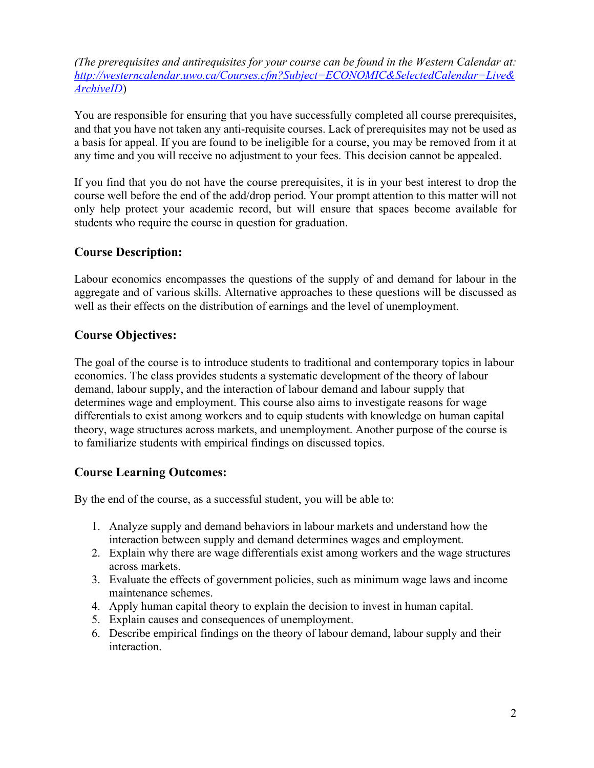*(The prerequisites and antirequisites for your course can be found in the Western Calendar at: [http://westerncalendar.uwo.ca/Courses.cfm?Subject=ECONOMIC&SelectedCalendar=Live&ArchiveID](http://westerncalendar.uwo.ca/Courses.cfm?Subject=ECONOMIC&SelectedCalendar=Live&ArchiveID))*

You are responsible for ensuring that you have successfully completed all course prerequisites, and that you have not taken any anti-requisite courses. Lack of prerequisites may not be used as a basis for appeal. If you are found to be ineligible for a course, you may be removed from it at any time and you will receive no adjustment to your fees. This decision cannot be appealed.

If you find that you do not have the course prerequisites, it is in your best interest to drop the course well before the end of the add/drop period. Your prompt attention to this matter will not only help protect your academic record, but will ensure that spaces become available for students who require the course in question for graduation.

## Course Description:

Labour economics encompasses the questions of the supply of and demand for labour in the aggregate and of various skills. Alternative approaches to these questions will be discussed as well as their effects on the distribution of earnings and the level of unemployment.

## Course Objectives:

The goal of the course is to introduce students to traditional and contemporary topics in labour economics. The class provides students a systematic development of the theory of labour demand, labour supply, and the interaction of labour demand and labour supply that determines wage and employment. This course also aims to investigate reasons for wage differentials to exist among workers and to equip students with knowledge on human capital theory, wage structures across markets, and unemployment. Another purpose of the course is to familiarize students with empirical findings on discussed topics.

## Course Learning Outcomes:

By the end of the course, as a successful student, you will be able to:

1. Analyze supply and demand behaviors in labour markets and understand how the interaction between supply and demand determines wages and employment.
2. Explain why there are wage differentials exist among workers and the wage structures across markets.
3. Evaluate the effects of government policies, such as minimum wage laws and income maintenance schemes.
4. Apply human capital theory to explain the decision to invest in human capital.
5. Explain causes and consequences of unemployment.
6. Describe empirical findings on the theory of labour demand, labour supply and their interaction.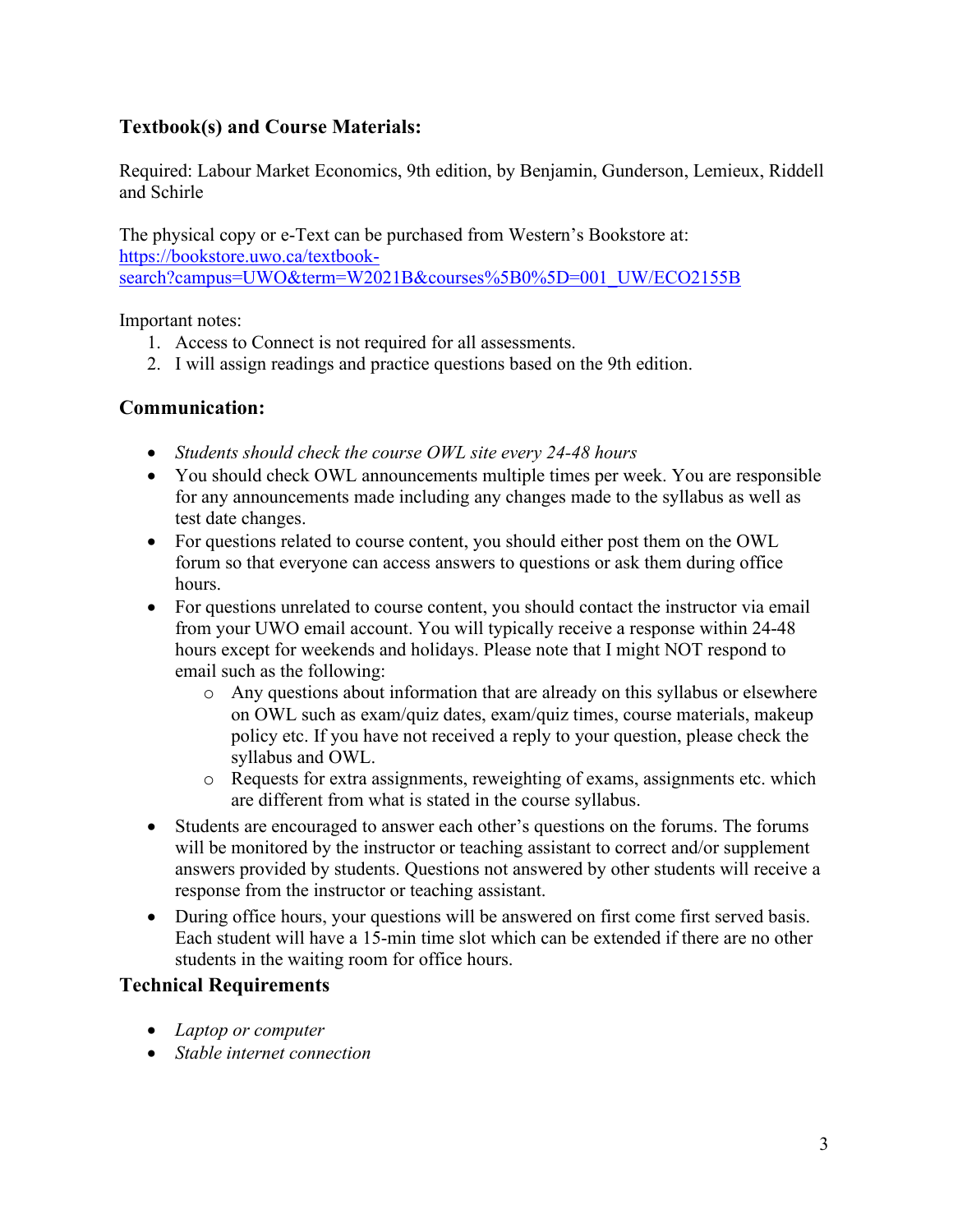## Textbook(s) and Course Materials:

Required: Labour Market Economics, 9th edition, by Benjamin, Gunderson, Lemieux, Riddell and Schirle

The physical copy or e-Text can be purchased from Western's Bookstore at: [https://bookstore.uwo.ca/textbook-search?campus=UWO&term=W2021B&courses%5B0%5D=001_UW/ECO2155B](https://bookstore.uwo.ca/textbook-search?campus=UWO&term=W2021B&courses%5B0%5D=001_UW/ECO2155B)

Important notes:

1. Access to Connect is not required for all assessments.
2. I will assign readings and practice questions based on the 9th edition.

## Communication:

- *Students should check the course OWL site every 24-48 hours*
- You should check OWL announcements multiple times per week. You are responsible for any announcements made including any changes made to the syllabus as well as test date changes.
- For questions related to course content, you should either post them on the OWL forum so that everyone can access answers to questions or ask them during office hours.
- For questions unrelated to course content, you should contact the instructor via email from your UWO email account. You will typically receive a response within 24-48 hours except for weekends and holidays. Please note that I might NOT respond to email such as the following:
    - Any questions about information that are already on this syllabus or elsewhere on OWL such as exam/quiz dates, exam/quiz times, course materials, makeup policy etc. If you have not received a reply to your question, please check the syllabus and OWL.
    - Requests for extra assignments, reweighting of exams, assignments etc. which are different from what is stated in the course syllabus.
- Students are encouraged to answer each other's questions on the forums. The forums will be monitored by the instructor or teaching assistant to correct and/or supplement answers provided by students. Questions not answered by other students will receive a response from the instructor or teaching assistant.
- During office hours, your questions will be answered on first come first served basis. Each student will have a 15-min time slot which can be extended if there are no other students in the waiting room for office hours.

## Technical Requirements

- *Laptop or computer*
- *Stable internet connection*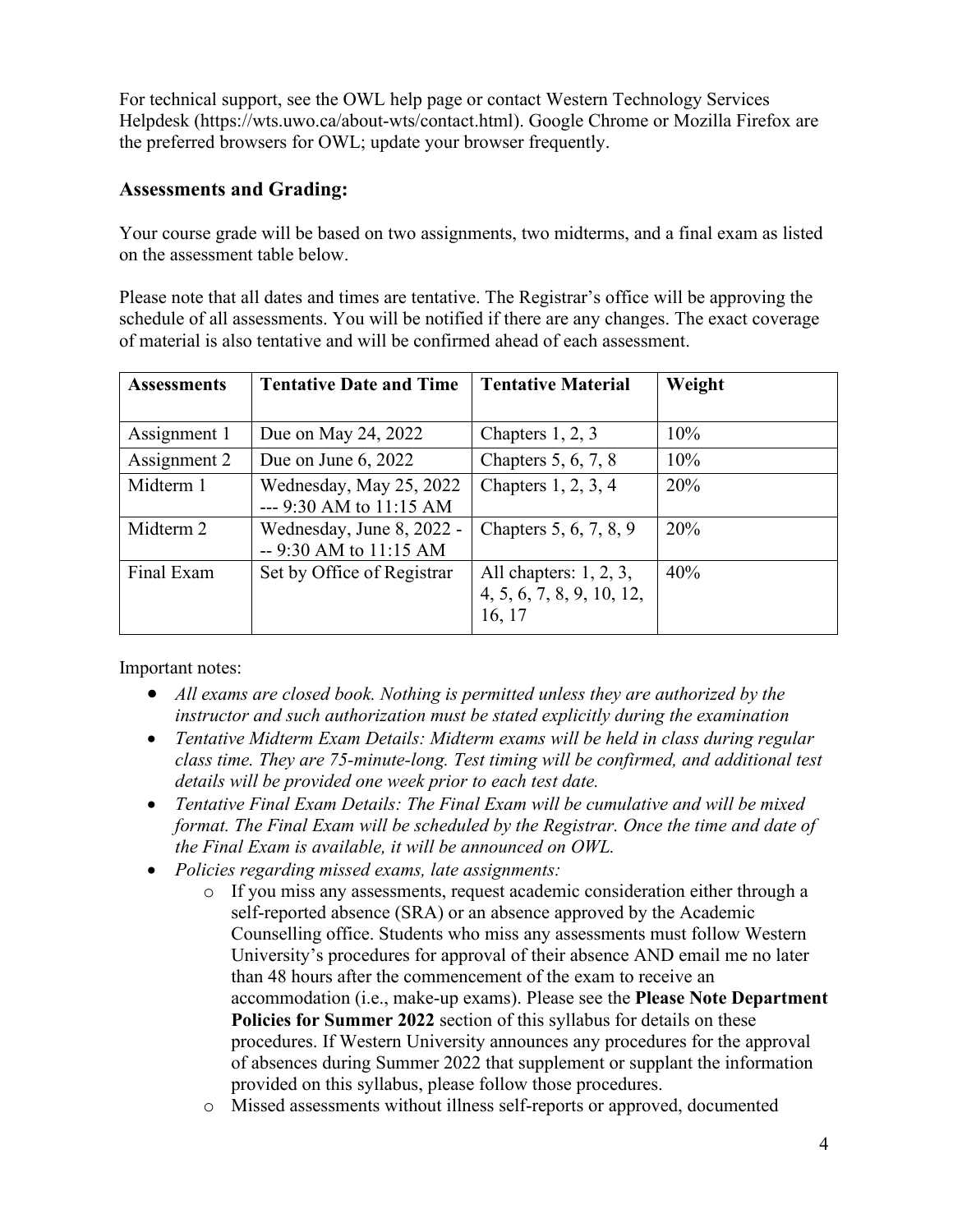For technical support, see the OWL help page or contact Western Technology Services Helpdesk (https://wts.uwo.ca/about-wts/contact.html). Google Chrome or Mozilla Firefox are the preferred browsers for OWL; update your browser frequently.

## Assessments and Grading:

Your course grade will be based on two assignments, two midterms, and a final exam as listed on the assessment table below.

Please note that all dates and times are tentative. The Registrar's office will be approving the schedule of all assessments. You will be notified if there are any changes. The exact coverage of material is also tentative and will be confirmed ahead of each assessment.

| Assessments | Tentative Date and Time | Tentative Material | Weight |
|---|---|---|---|
| Assignment 1 | Due on May 24, 2022 | Chapters 1, 2, 3 | 10% |
| Assignment 2 | Due on June 6, 2022 | Chapters 5, 6, 7, 8 | 10% |
| Midterm 1 | Wednesday, May 25, 2022 --- 9:30 AM to 11:15 AM | Chapters 1, 2, 3, 4 | 20% |
| Midterm 2 | Wednesday, June 8, 2022 --- 9:30 AM to 11:15 AM | Chapters 5, 6, 7, 8, 9 | 20% |
| Final Exam | Set by Office of Registrar | All chapters: 1, 2, 3, 4, 5, 6, 7, 8, 9, 10, 12, 16, 17 | 40% |

Important notes:

- *All exams are closed book. Nothing is permitted unless they are authorized by the instructor and such authorization must be stated explicitly during the examination*
- *Tentative Midterm Exam Details: Midterm exams will be held in class during regular class time. They are 75-minute-long. Test timing will be confirmed, and additional test details will be provided one week prior to each test date.*
- *Tentative Final Exam Details: The Final Exam will be cumulative and will be mixed format. The Final Exam will be scheduled by the Registrar. Once the time and date of the Final Exam is available, it will be announced on OWL.*
- *Policies regarding missed exams, late assignments:*
    - If you miss any assessments, request academic consideration either through a self-reported absence (SRA) or an absence approved by the Academic Counselling office. Students who miss any assessments must follow Western University's procedures for approval of their absence AND email me no later than 48 hours after the commencement of the exam to receive an accommodation (i.e., make-up exams). Please see the **Please Note Department Policies for Summer 2022** section of this syllabus for details on these procedures. If Western University announces any procedures for the approval of absences during Summer 2022 that supplement or supplant the information provided on this syllabus, please follow those procedures.
    - Missed assessments without illness self-reports or approved, documented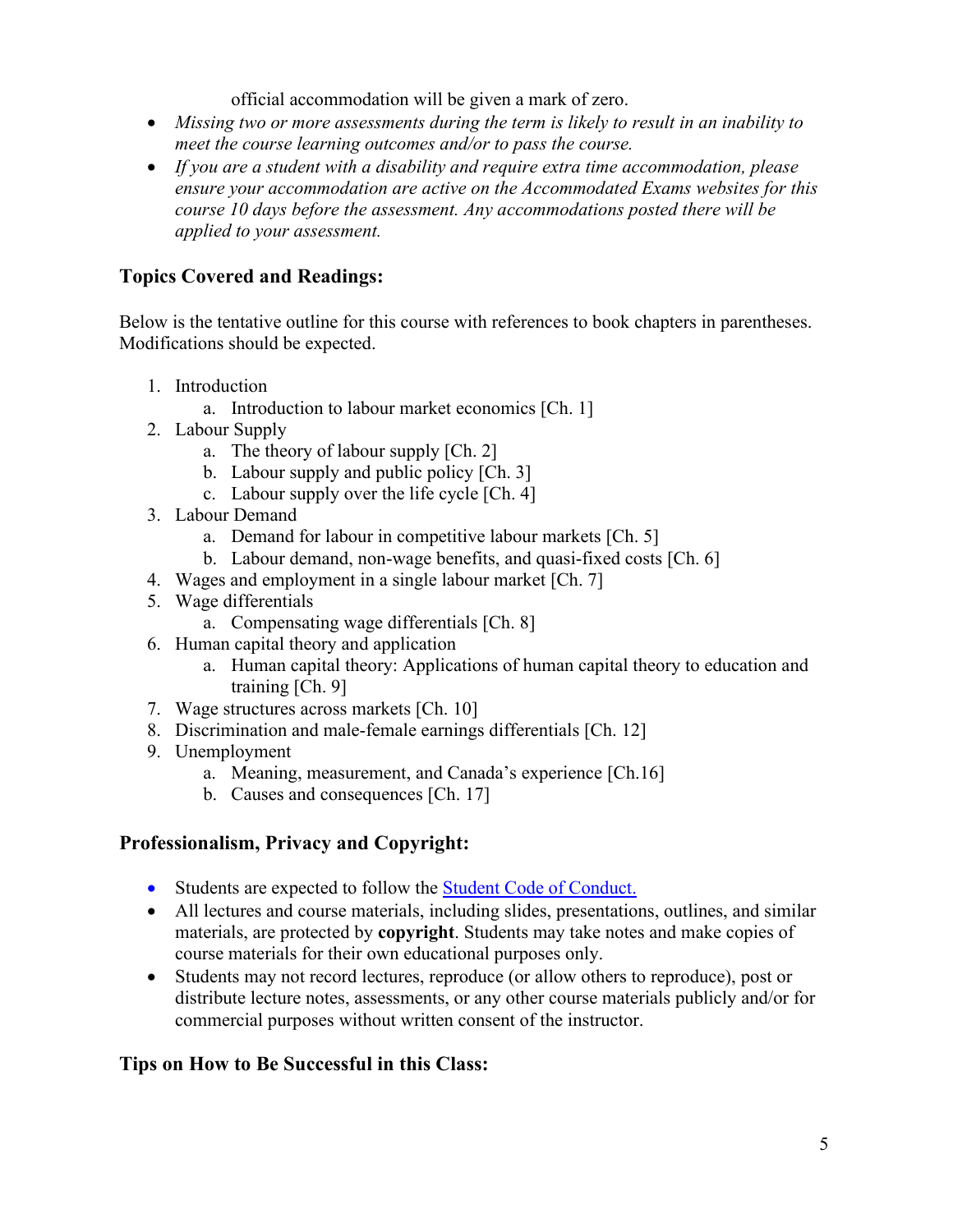official accommodation will be given a mark of zero.

- *Missing two or more assessments during the term is likely to result in an inability to meet the course learning outcomes and/or to pass the course.*
- *If you are a student with a disability and require extra time accommodation, please ensure your accommodation are active on the Accommodated Exams websites for this course 10 days before the assessment. Any accommodations posted there will be applied to your assessment.*

## Topics Covered and Readings:

Below is the tentative outline for this course with references to book chapters in parentheses. Modifications should be expected.

1. Introduction
    a. Introduction to labour market economics [Ch. 1]
2. Labour Supply
    a. The theory of labour supply [Ch. 2]
    b. Labour supply and public policy [Ch. 3]
    c. Labour supply over the life cycle [Ch. 4]
3. Labour Demand
    a. Demand for labour in competitive labour markets [Ch. 5]
    b. Labour demand, non-wage benefits, and quasi-fixed costs [Ch. 6]
4. Wages and employment in a single labour market [Ch. 7]
5. Wage differentials
    a. Compensating wage differentials [Ch. 8]
6. Human capital theory and application
    a. Human capital theory: Applications of human capital theory to education and training [Ch. 9]
7. Wage structures across markets [Ch. 10]
8. Discrimination and male-female earnings differentials [Ch. 12]
9. Unemployment
    a. Meaning, measurement, and Canada's experience [Ch.16]
    b. Causes and consequences [Ch. 17]

## Professionalism, Privacy and Copyright:

- Students are expected to follow the Student Code of Conduct.
- All lectures and course materials, including slides, presentations, outlines, and similar materials, are protected by **copyright**. Students may take notes and make copies of course materials for their own educational purposes only.
- Students may not record lectures, reproduce (or allow others to reproduce), post or distribute lecture notes, assessments, or any other course materials publicly and/or for commercial purposes without written consent of the instructor.

## Tips on How to Be Successful in this Class: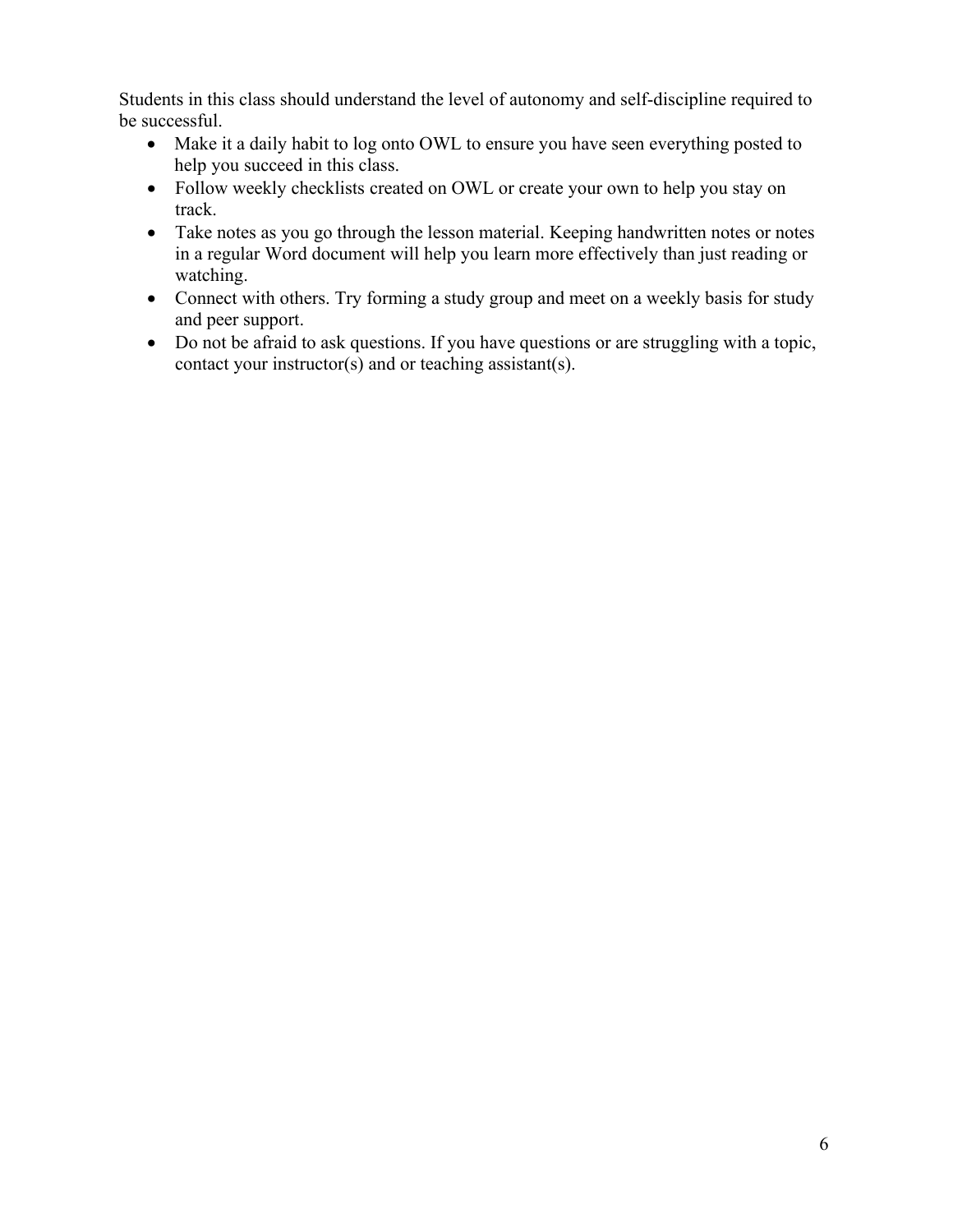Students in this class should understand the level of autonomy and self-discipline required to be successful.

- Make it a daily habit to log onto OWL to ensure you have seen everything posted to help you succeed in this class.
- Follow weekly checklists created on OWL or create your own to help you stay on track.
- Take notes as you go through the lesson material. Keeping handwritten notes or notes in a regular Word document will help you learn more effectively than just reading or watching.
- Connect with others. Try forming a study group and meet on a weekly basis for study and peer support.
- Do not be afraid to ask questions. If you have questions or are struggling with a topic, contact your instructor(s) and or teaching assistant(s).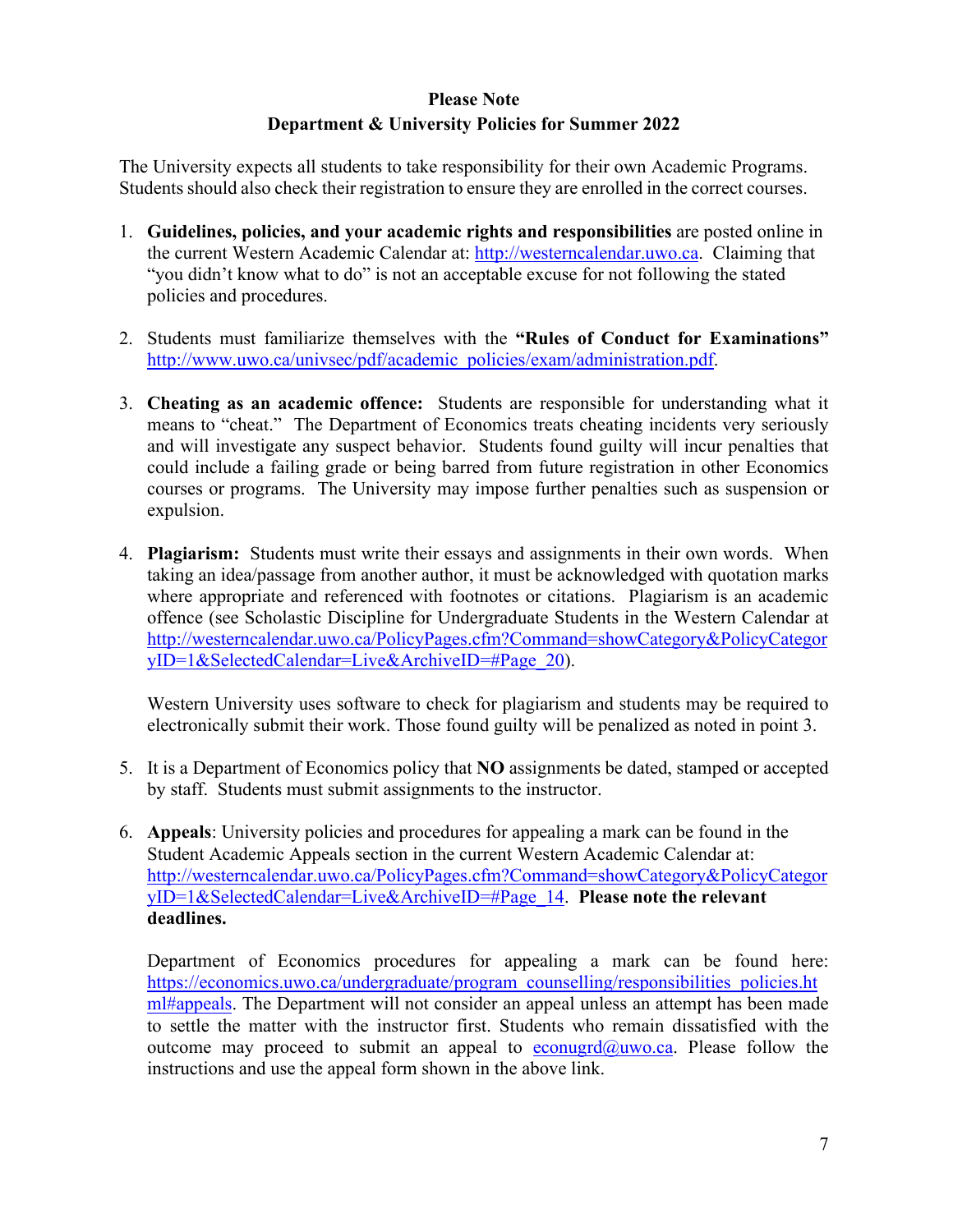**Please Note**
**Department & University Policies for Summer 2022**

The University expects all students to take responsibility for their own Academic Programs. Students should also check their registration to ensure they are enrolled in the correct courses.

1. **Guidelines, policies, and your academic rights and responsibilities** are posted online in the current Western Academic Calendar at: http://westerncalendar.uwo.ca. Claiming that "you didn't know what to do" is not an acceptable excuse for not following the stated policies and procedures.

2. Students must familiarize themselves with the **"Rules of Conduct for Examinations"** http://www.uwo.ca/univsec/pdf/academic_policies/exam/administration.pdf.

3. **Cheating as an academic offence:** Students are responsible for understanding what it means to "cheat." The Department of Economics treats cheating incidents very seriously and will investigate any suspect behavior. Students found guilty will incur penalties that could include a failing grade or being barred from future registration in other Economics courses or programs. The University may impose further penalties such as suspension or expulsion.

4. **Plagiarism:** Students must write their essays and assignments in their own words. When taking an idea/passage from another author, it must be acknowledged with quotation marks where appropriate and referenced with footnotes or citations. Plagiarism is an academic offence (see Scholastic Discipline for Undergraduate Students in the Western Calendar at http://westerncalendar.uwo.ca/PolicyPages.cfm?Command=showCategory&PolicyCategoryID=1&SelectedCalendar=Live&ArchiveID=#Page_20).

   Western University uses software to check for plagiarism and students may be required to electronically submit their work. Those found guilty will be penalized as noted in point 3.

5. It is a Department of Economics policy that **NO** assignments be dated, stamped or accepted by staff. Students must submit assignments to the instructor.

6. **Appeals**: University policies and procedures for appealing a mark can be found in the Student Academic Appeals section in the current Western Academic Calendar at: http://westerncalendar.uwo.ca/PolicyPages.cfm?Command=showCategory&PolicyCategoryID=1&SelectedCalendar=Live&ArchiveID=#Page_14. **Please note the relevant deadlines.**

   Department of Economics procedures for appealing a mark can be found here: https://economics.uwo.ca/undergraduate/program_counselling/responsibilities_policies.html#appeals. The Department will not consider an appeal unless an attempt has been made to settle the matter with the instructor first. Students who remain dissatisfied with the outcome may proceed to submit an appeal to econugrd@uwo.ca. Please follow the instructions and use the appeal form shown in the above link.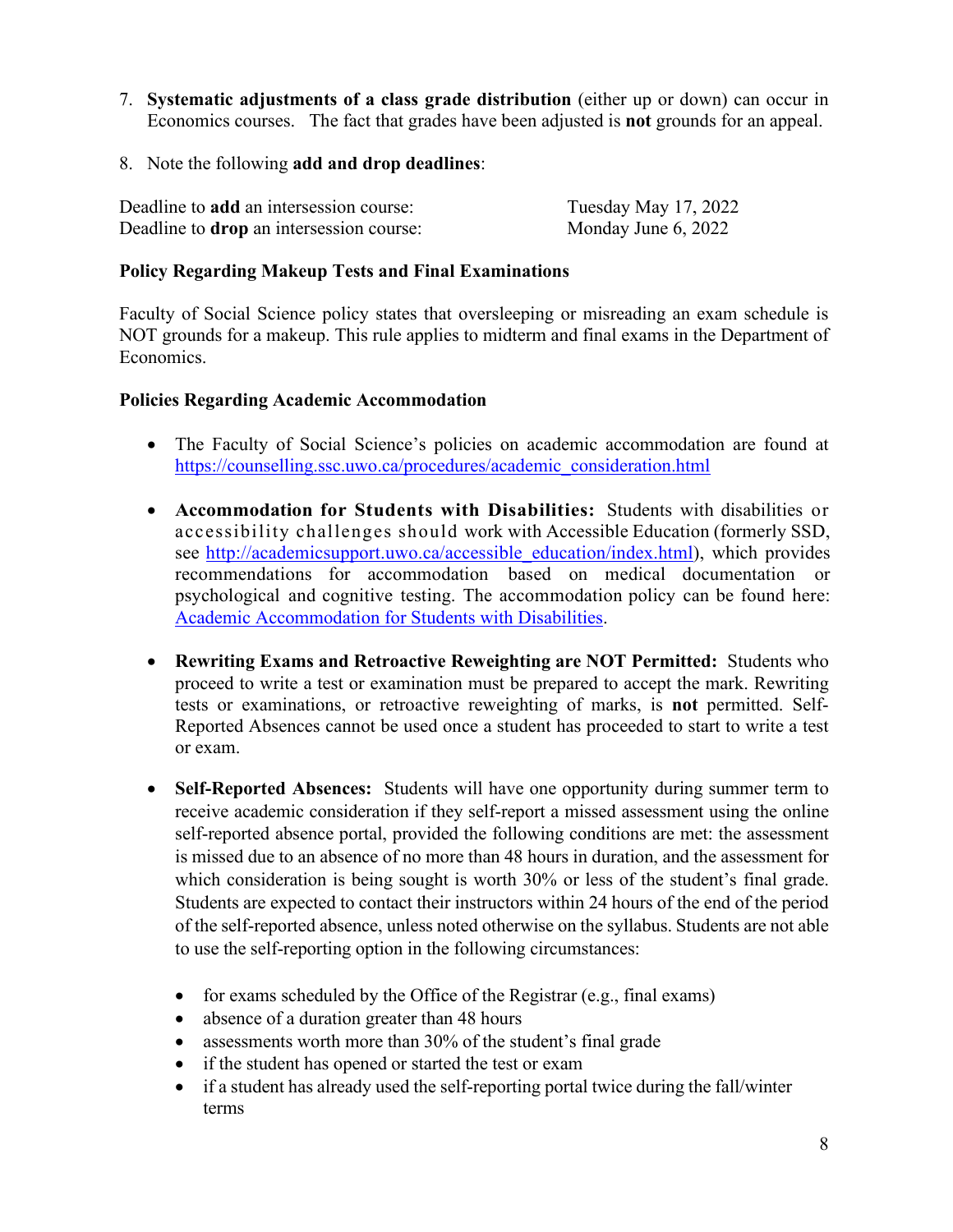7. **Systematic adjustments of a class grade distribution** (either up or down) can occur in Economics courses. The fact that grades have been adjusted is **not** grounds for an appeal.

8. Note the following **add and drop deadlines**:

| | |
|---|---|
| Deadline to **add** an intersession course: | Tuesday May 17, 2022 |
| Deadline to **drop** an intersession course: | Monday June 6, 2022 |

**Policy Regarding Makeup Tests and Final Examinations**

Faculty of Social Science policy states that oversleeping or misreading an exam schedule is NOT grounds for a makeup. This rule applies to midterm and final exams in the Department of Economics.

**Policies Regarding Academic Accommodation**

- The Faculty of Social Science's policies on academic accommodation are found at [https://counselling.ssc.uwo.ca/procedures/academic_consideration.html](https://counselling.ssc.uwo.ca/procedures/academic_consideration.html)

- **Accommodation for Students with Disabilities:** Students with disabilities or accessibility challenges should work with Accessible Education (formerly SSD, see [http://academicsupport.uwo.ca/accessible_education/index.html](http://academicsupport.uwo.ca/accessible_education/index.html)), which provides recommendations for accommodation based on medical documentation or psychological and cognitive testing. The accommodation policy can be found here: [Academic Accommodation for Students with Disabilities](Academic Accommodation for Students with Disabilities).

- **Rewriting Exams and Retroactive Reweighting are NOT Permitted:** Students who proceed to write a test or examination must be prepared to accept the mark. Rewriting tests or examinations, or retroactive reweighting of marks, is **not** permitted. Self-Reported Absences cannot be used once a student has proceeded to start to write a test or exam.

- **Self-Reported Absences:** Students will have one opportunity during summer term to receive academic consideration if they self-report a missed assessment using the online self-reported absence portal, provided the following conditions are met: the assessment is missed due to an absence of no more than 48 hours in duration, and the assessment for which consideration is being sought is worth 30% or less of the student's final grade. Students are expected to contact their instructors within 24 hours of the end of the period of the self-reported absence, unless noted otherwise on the syllabus. Students are not able to use the self-reporting option in the following circumstances:

  - for exams scheduled by the Office of the Registrar (e.g., final exams)
  - absence of a duration greater than 48 hours
  - assessments worth more than 30% of the student's final grade
  - if the student has opened or started the test or exam
  - if a student has already used the self-reporting portal twice during the fall/winter terms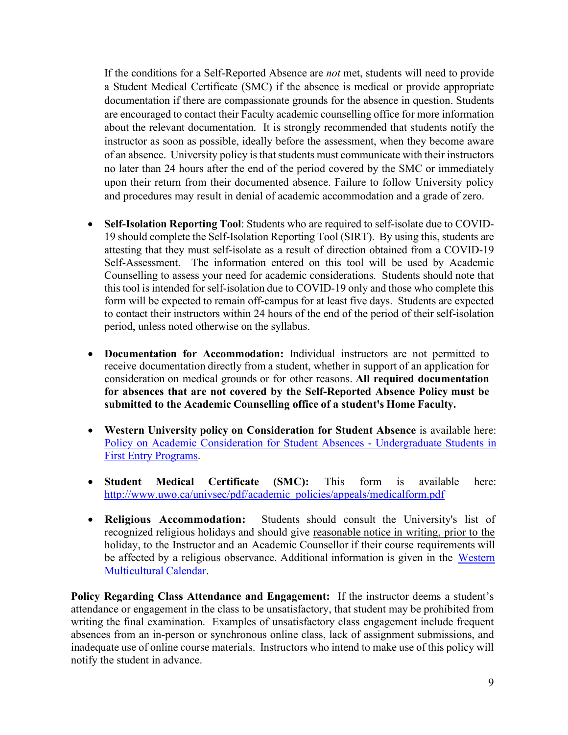If the conditions for a Self-Reported Absence are *not* met, students will need to provide a Student Medical Certificate (SMC) if the absence is medical or provide appropriate documentation if there are compassionate grounds for the absence in question. Students are encouraged to contact their Faculty academic counselling office for more information about the relevant documentation. It is strongly recommended that students notify the instructor as soon as possible, ideally before the assessment, when they become aware of an absence. University policy is that students must communicate with their instructors no later than 24 hours after the end of the period covered by the SMC or immediately upon their return from their documented absence. Failure to follow University policy and procedures may result in denial of academic accommodation and a grade of zero.

- **Self-Isolation Reporting Tool**: Students who are required to self-isolate due to COVID-19 should complete the Self-Isolation Reporting Tool (SIRT). By using this, students are attesting that they must self-isolate as a result of direction obtained from a COVID-19 Self-Assessment. The information entered on this tool will be used by Academic Counselling to assess your need for academic considerations. Students should note that this tool is intended for self-isolation due to COVID-19 only and those who complete this form will be expected to remain off-campus for at least five days. Students are expected to contact their instructors within 24 hours of the end of the period of their self-isolation period, unless noted otherwise on the syllabus.

- **Documentation for Accommodation:** Individual instructors are not permitted to receive documentation directly from a student, whether in support of an application for consideration on medical grounds or for other reasons. **All required documentation for absences that are not covered by the Self-Reported Absence Policy must be submitted to the Academic Counselling office of a student's Home Faculty.**

- **Western University policy on Consideration for Student Absence** is available here: [Policy on Academic Consideration for Student Absences - Undergraduate Students in First Entry Programs](Policy on Academic Consideration for Student Absences - Undergraduate Students in First Entry Programs).

- **Student Medical Certificate (SMC):** This form is available here: http://www.uwo.ca/univsec/pdf/academic_policies/appeals/medicalform.pdf

- **Religious Accommodation:** Students should consult the University's list of recognized religious holidays and should give reasonable notice in writing, prior to the holiday, to the Instructor and an Academic Counsellor if their course requirements will be affected by a religious observance. Additional information is given in the [Western Multicultural Calendar.](Western Multicultural Calendar.)

**Policy Regarding Class Attendance and Engagement:** If the instructor deems a student's attendance or engagement in the class to be unsatisfactory, that student may be prohibited from writing the final examination. Examples of unsatisfactory class engagement include frequent absences from an in-person or synchronous online class, lack of assignment submissions, and inadequate use of online course materials. Instructors who intend to make use of this policy will notify the student in advance.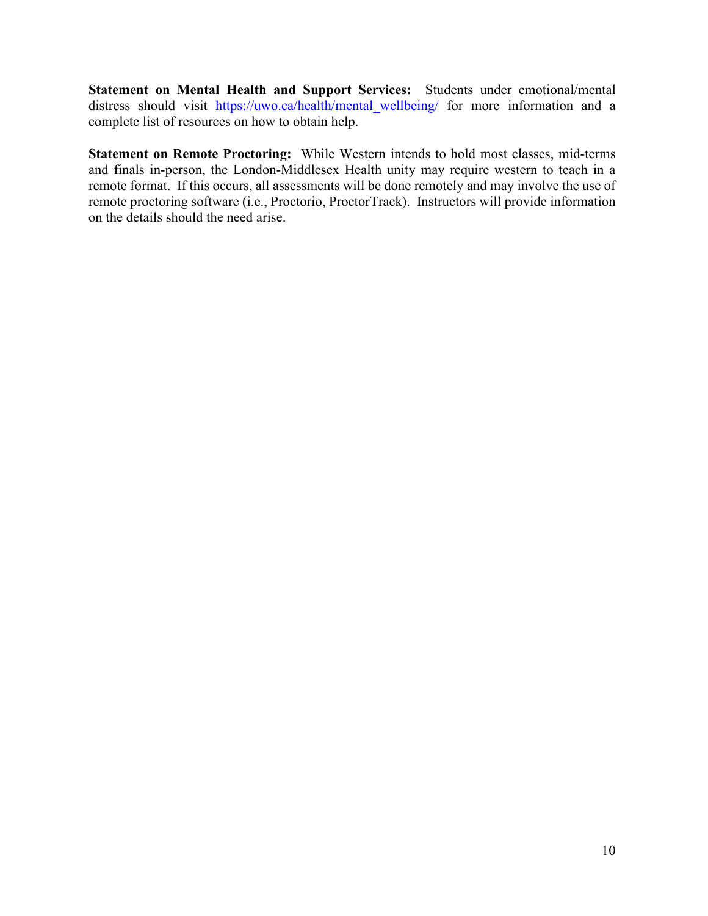**Statement on Mental Health and Support Services:** Students under emotional/mental distress should visit https://uwo.ca/health/mental_wellbeing/ for more information and a complete list of resources on how to obtain help.

**Statement on Remote Proctoring:** While Western intends to hold most classes, mid-terms and finals in-person, the London-Middlesex Health unity may require western to teach in a remote format. If this occurs, all assessments will be done remotely and may involve the use of remote proctoring software (i.e., Proctorio, ProctorTrack). Instructors will provide information on the details should the need arise.